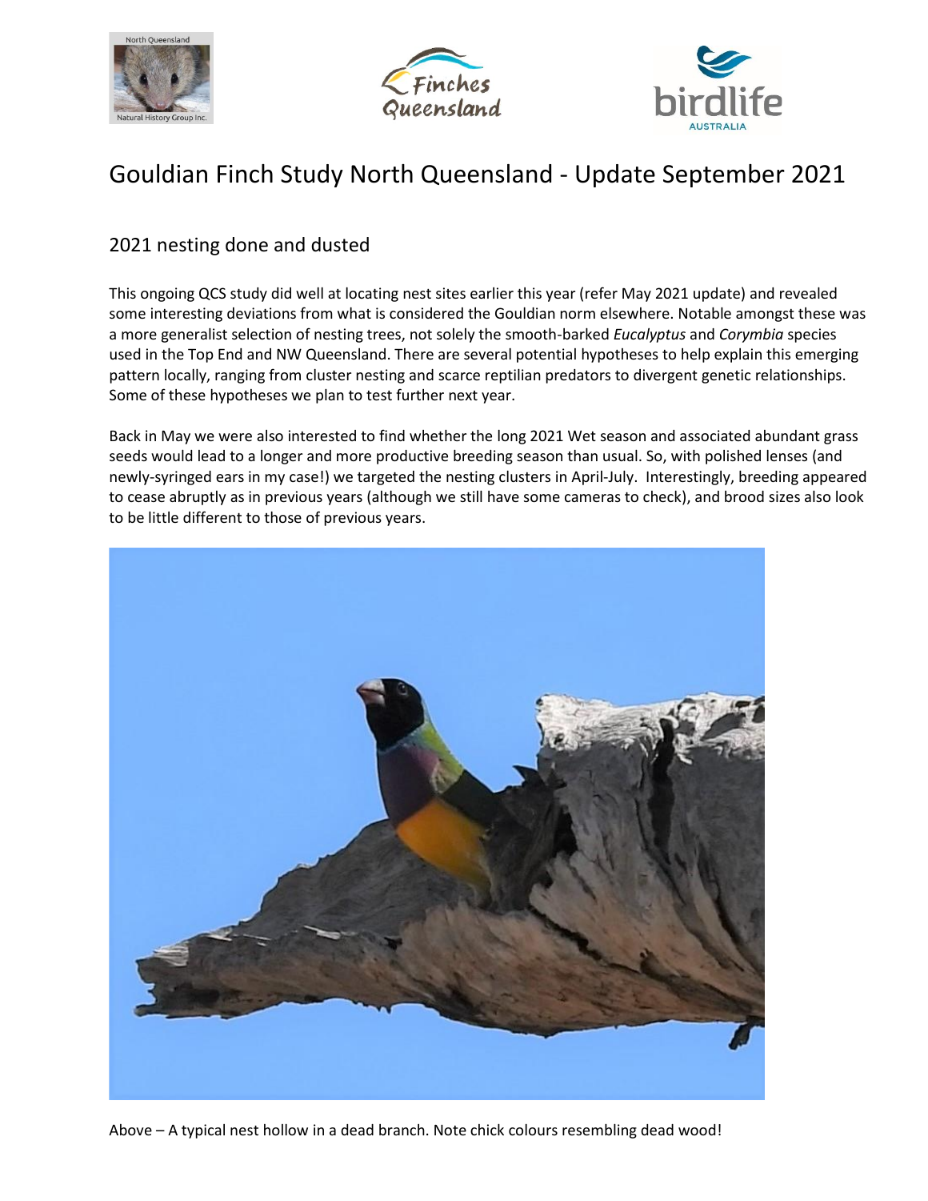# Gouldian Finch Study North Queensland - Update September 2021

## 2021 nesting done and dusted

This ongoing QCS study did well at locating nest sites earlier this year (refer May 2021 update) and revealed some interesting deviations from what is considered the Gouldian norm elsewhere. Notable amongst these was a more generalist selection of nesting trees, not solely the smooth-barked *Eucalyptus* and *Corymbia* species used in the Top End and NW Queensland. There are several potential hypotheses to help explain this emerging pattern locally, ranging from cluster nesting and scarce reptilian predators to divergent genetic relationships. Some of these hypotheses we plan to test further next year.

Back in May we were also interested to find whether the long 2021 Wet season and associated abundant grass seeds would lead to a longer and more productive breeding season than usual. So, with polished lenses (and newly-syringed ears in my case!) we targeted the nesting clusters in April-July. Interestingly, breeding appeared to cease abruptly as in previous years (although we still have some cameras to check), and brood sizes also look to be little different to those of previous years.

Above – A typical nest hollow in a dead branch. Note chick colours resembling dead wood!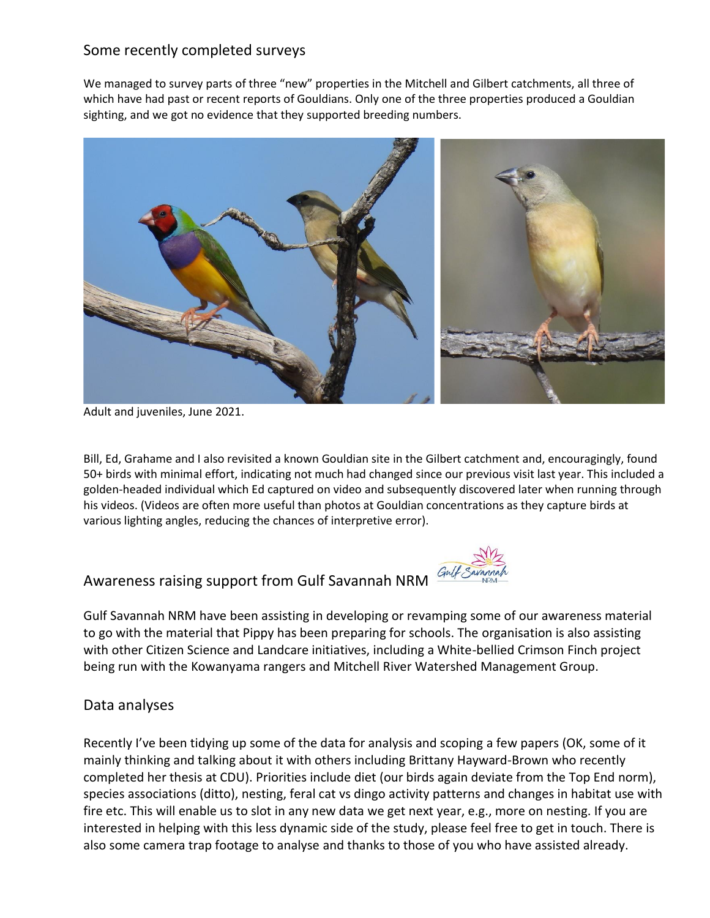## Some recently completed surveys

We managed to survey parts of three "new" properties in the Mitchell and Gilbert catchments, all three of which have had past or recent reports of Gouldians. Only one of the three properties produced a Gouldian sighting, and we got no evidence that they supported breeding numbers.

Adult and juveniles, June 2021.

Bill, Ed, Grahame and I also revisited a known Gouldian site in the Gilbert catchment and, encouragingly, found 50+ birds with minimal effort, indicating not much had changed since our previous visit last year. This included a golden-headed individual which Ed captured on video and subsequently discovered later when running through his videos. (Videos are often more useful than photos at Gouldian concentrations as they capture birds at various lighting angles, reducing the chances of interpretive error).

## Awareness raising support from Gulf Savannah NRM

Gulf Savannah NRM have been assisting in developing or revamping some of our awareness material to go with the material that Pippy has been preparing for schools. The organisation is also assisting with other Citizen Science and Landcare initiatives, including a White-bellied Crimson Finch project being run with the Kowanyama rangers and Mitchell River Watershed Management Group.

## Data analyses

Recently I've been tidying up some of the data for analysis and scoping a few papers (OK, some of it mainly thinking and talking about it with others including Brittany Hayward-Brown who recently completed her thesis at CDU). Priorities include diet (our birds again deviate from the Top End norm), species associations (ditto), nesting, feral cat vs dingo activity patterns and changes in habitat use with fire etc. This will enable us to slot in any new data we get next year, e.g., more on nesting. If you are interested in helping with this less dynamic side of the study, please feel free to get in touch. There is also some camera trap footage to analyse and thanks to those of you who have assisted already.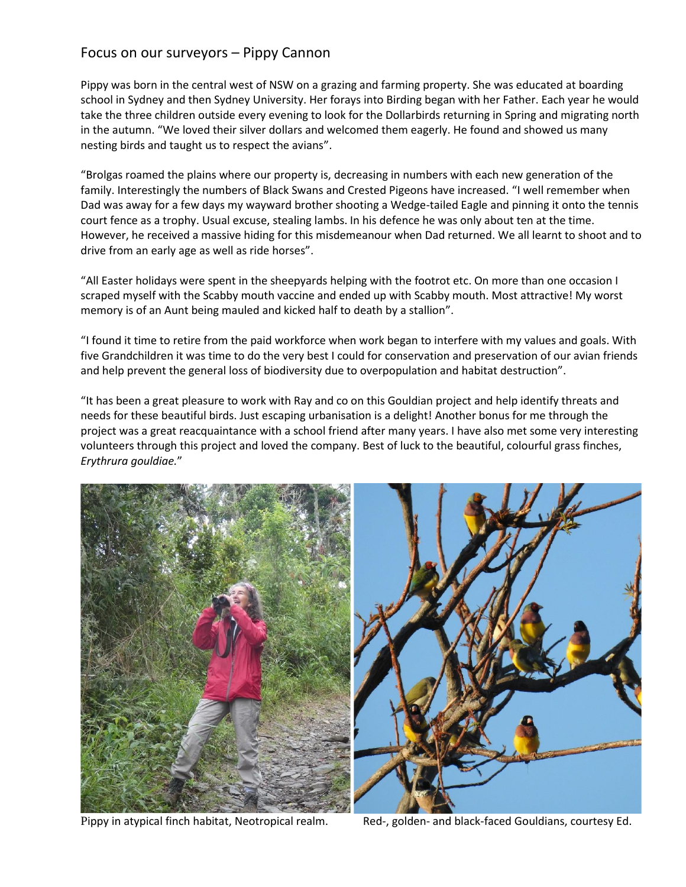## Focus on our surveyors – Pippy Cannon

Pippy was born in the central west of NSW on a grazing and farming property. She was educated at boarding school in Sydney and then Sydney University. Her forays into Birding began with her Father. Each year he would take the three children outside every evening to look for the Dollarbirds returning in Spring and migrating north in the autumn. "We loved their silver dollars and welcomed them eagerly. He found and showed us many nesting birds and taught us to respect the avians".

"Brolgas roamed the plains where our property is, decreasing in numbers with each new generation of the family. Interestingly the numbers of Black Swans and Crested Pigeons have increased. "I well remember when Dad was away for a few days my wayward brother shooting a Wedge-tailed Eagle and pinning it onto the tennis court fence as a trophy. Usual excuse, stealing lambs. In his defence he was only about ten at the time. However, he received a massive hiding for this misdemeanour when Dad returned. We all learnt to shoot and to drive from an early age as well as ride horses".

"All Easter holidays were spent in the sheepyards helping with the footrot etc. On more than one occasion I scraped myself with the Scabby mouth vaccine and ended up with Scabby mouth. Most attractive! My worst memory is of an Aunt being mauled and kicked half to death by a stallion".

"I found it time to retire from the paid workforce when work began to interfere with my values and goals. With five Grandchildren it was time to do the very best I could for conservation and preservation of our avian friends and help prevent the general loss of biodiversity due to overpopulation and habitat destruction".

"It has been a great pleasure to work with Ray and co on this Gouldian project and help identify threats and needs for these beautiful birds. Just escaping urbanisation is a delight! Another bonus for me through the project was a great reacquaintance with a school friend after many years. I have also met some very interesting volunteers through this project and loved the company. Best of luck to the beautiful, colourful grass finches, *Erythrura gouldiae*."

Pippy in atypical finch habitat, Neotropical realm.

Red-, golden- and black-faced Gouldians, courtesy Ed.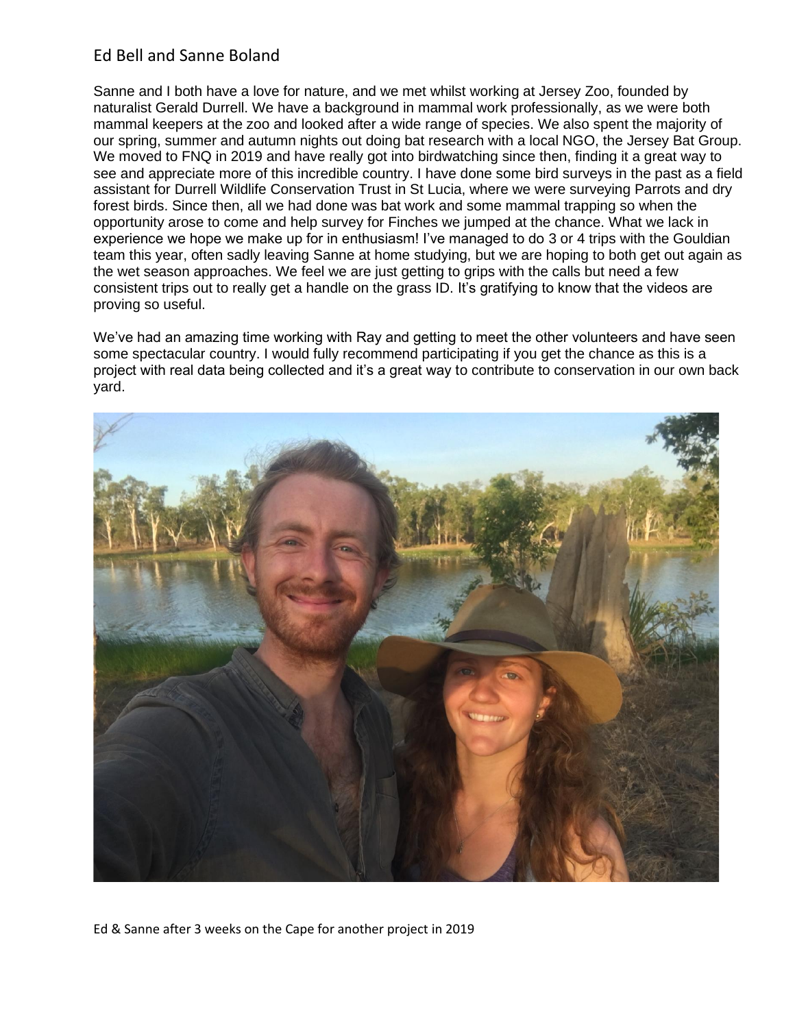## Ed Bell and Sanne Boland

Sanne and I both have a love for nature, and we met whilst working at Jersey Zoo, founded by naturalist Gerald Durrell. We have a background in mammal work professionally, as we were both mammal keepers at the zoo and looked after a wide range of species. We also spent the majority of our spring, summer and autumn nights out doing bat research with a local NGO, the Jersey Bat Group. We moved to FNQ in 2019 and have really got into birdwatching since then, finding it a great way to see and appreciate more of this incredible country. I have done some bird surveys in the past as a field assistant for Durrell Wildlife Conservation Trust in St Lucia, where we were surveying Parrots and dry forest birds. Since then, all we had done was bat work and some mammal trapping so when the opportunity arose to come and help survey for Finches we jumped at the chance. What we lack in experience we hope we make up for in enthusiasm! I've managed to do 3 or 4 trips with the Gouldian team this year, often sadly leaving Sanne at home studying, but we are hoping to both get out again as the wet season approaches. We feel we are just getting to grips with the calls but need a few consistent trips out to really get a handle on the grass ID. It's gratifying to know that the videos are proving so useful.

We've had an amazing time working with Ray and getting to meet the other volunteers and have seen some spectacular country. I would fully recommend participating if you get the chance as this is a project with real data being collected and it's a great way to contribute to conservation in our own back yard.

Ed & Sanne after 3 weeks on the Cape for another project in 2019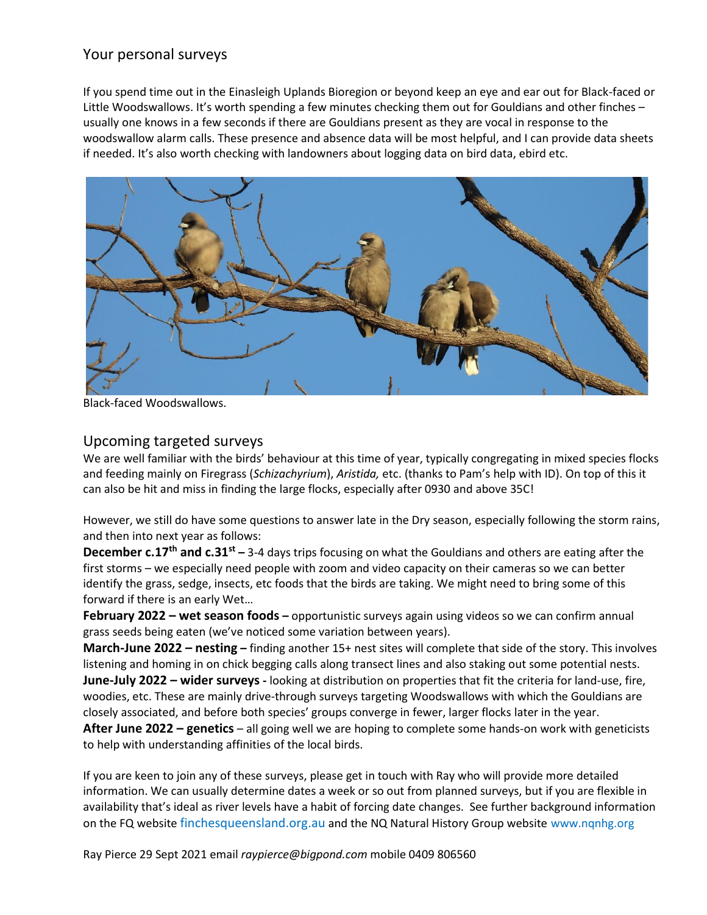## Your personal surveys

If you spend time out in the Einasleigh Uplands Bioregion or beyond keep an eye and ear out for Black-faced or Little Woodswallows. It's worth spending a few minutes checking them out for Gouldians and other finches – usually one knows in a few seconds if there are Gouldians present as they are vocal in response to the woodswallow alarm calls. These presence and absence data will be most helpful, and I can provide data sheets if needed. It's also worth checking with landowners about logging data on bird data, ebird etc.

Black-faced Woodswallows.

## Upcoming targeted surveys

We are well familiar with the birds' behaviour at this time of year, typically congregating in mixed species flocks and feeding mainly on Firegrass (*Schizachyrium*), *Aristida,* etc. (thanks to Pam's help with ID). On top of this it can also be hit and miss in finding the large flocks, especially after 0930 and above 35C!

However, we still do have some questions to answer late in the Dry season, especially following the storm rains, and then into next year as follows:

**December c.17th and c.31st –** 3-4 days trips focusing on what the Gouldians and others are eating after the first storms – we especially need people with zoom and video capacity on their cameras so we can better identify the grass, sedge, insects, etc foods that the birds are taking. We might need to bring some of this forward if there is an early Wet…

**February 2022 – wet season foods –** opportunistic surveys again using videos so we can confirm annual grass seeds being eaten (we've noticed some variation between years).

**March-June 2022 – nesting –** finding another 15+ nest sites will complete that side of the story. This involves listening and homing in on chick begging calls along transect lines and also staking out some potential nests.

**June-July 2022 – wider surveys -** looking at distribution on properties that fit the criteria for land-use, fire, woodies, etc. These are mainly drive-through surveys targeting Woodswallows with which the Gouldians are closely associated, and before both species' groups converge in fewer, larger flocks later in the year.

**After June 2022 – genetics** – all going well we are hoping to complete some hands-on work with geneticists to help with understanding affinities of the local birds.

If you are keen to join any of these surveys, please get in touch with Ray who will provide more detailed information. We can usually determine dates a week or so out from planned surveys, but if you are flexible in availability that's ideal as river levels have a habit of forcing date changes. See further background information on the FQ website finchesqueensland.org.au and the NQ Natural History Group website www.nqnhg.org

Ray Pierce 29 Sept 2021 email *raypierce@bigpond.com* mobile 0409 806560